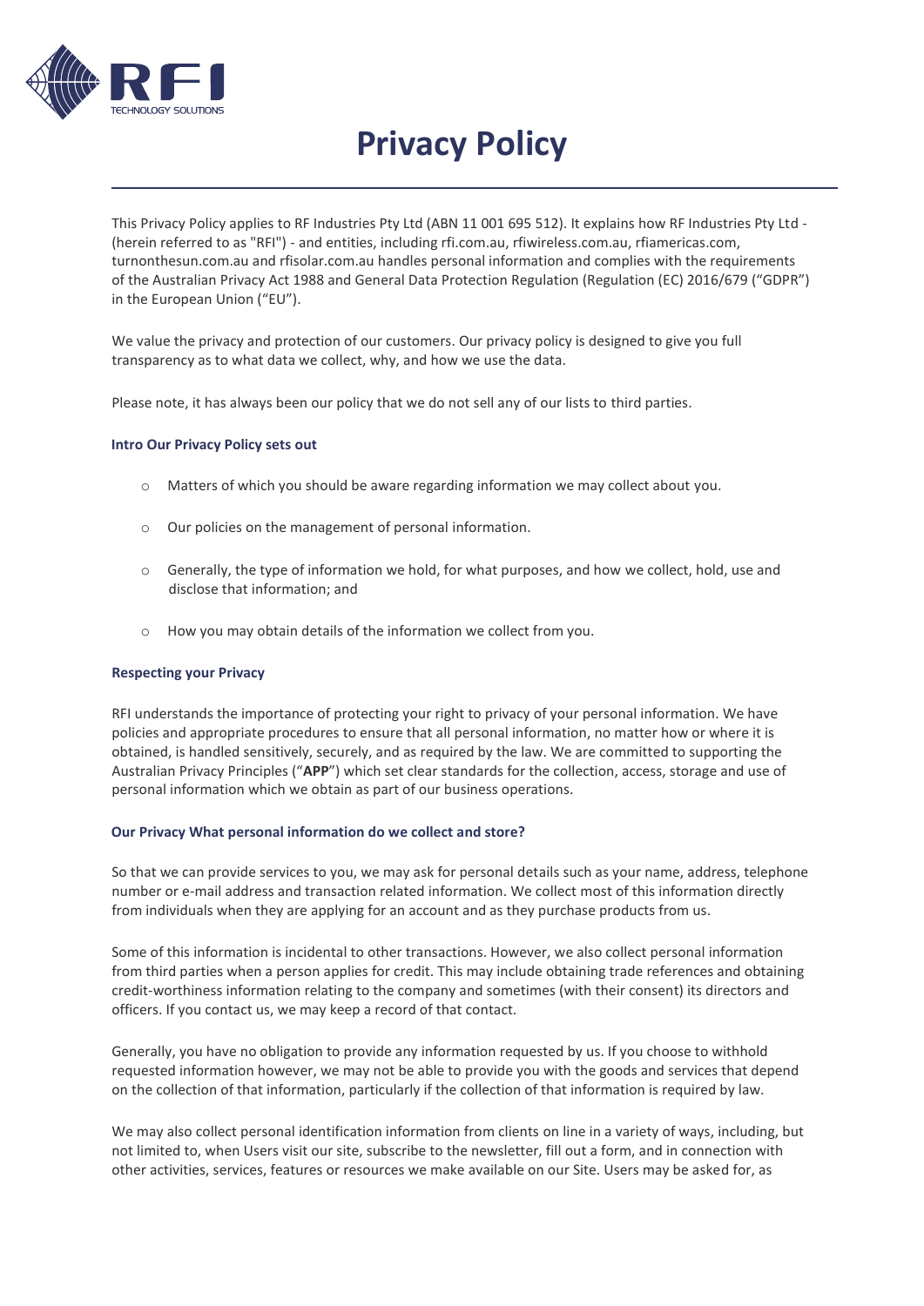# Privacy Policy

This Privacy Policy applies to RF Industries Pty Ltd (ABN 11 001 695 512). It explains how RF Industries Pty Ltd - (herein referred to as "RFI") - and entities, including rfi.com.au, rfiwireless.com.au, rfiamericas.com, turnonthesun.com.au and rfisolar.com.au handles personal information and complies with the requirements of the Australian Privacy Act 1988 and General Data Protection Regulation (Regulation (EC) 2016/679 ("GDPR") in the European Union ("EU").

We value the privacy and protection of our customers. Our privacy policy is designed to give you full transparency as to what data we collect, why, and how we use the data.

Please note, it has always been our policy that we do not sell any of our lists to third parties.

### Intro Our Privacy Policy sets out

- Matters of which you should be aware regarding information we may collect about you.
- Our policies on the management of personal information.
- Generally, the type of information we hold, for what purposes, and how we collect, hold, use and disclose that information; and
- How you may obtain details of the information we collect from you.

### Respecting your Privacy

RFI understands the importance of protecting your right to privacy of your personal information. We have policies and appropriate procedures to ensure that all personal information, no matter how or where it is obtained, is handled sensitively, securely, and as required by the law. We are committed to supporting the Australian Privacy Principles ("**APP**") which set clear standards for the collection, access, storage and use of personal information which we obtain as part of our business operations.

### Our Privacy What personal information do we collect and store?

So that we can provide services to you, we may ask for personal details such as your name, address, telephone number or e-mail address and transaction related information. We collect most of this information directly from individuals when they are applying for an account and as they purchase products from us.

Some of this information is incidental to other transactions. However, we also collect personal information from third parties when a person applies for credit. This may include obtaining trade references and obtaining credit-worthiness information relating to the company and sometimes (with their consent) its directors and officers. If you contact us, we may keep a record of that contact.

Generally, you have no obligation to provide any information requested by us. If you choose to withhold requested information however, we may not be able to provide you with the goods and services that depend on the collection of that information, particularly if the collection of that information is required by law.

We may also collect personal identification information from clients on line in a variety of ways, including, but not limited to, when Users visit our site, subscribe to the newsletter, fill out a form, and in connection with other activities, services, features or resources we make available on our Site. Users may be asked for, as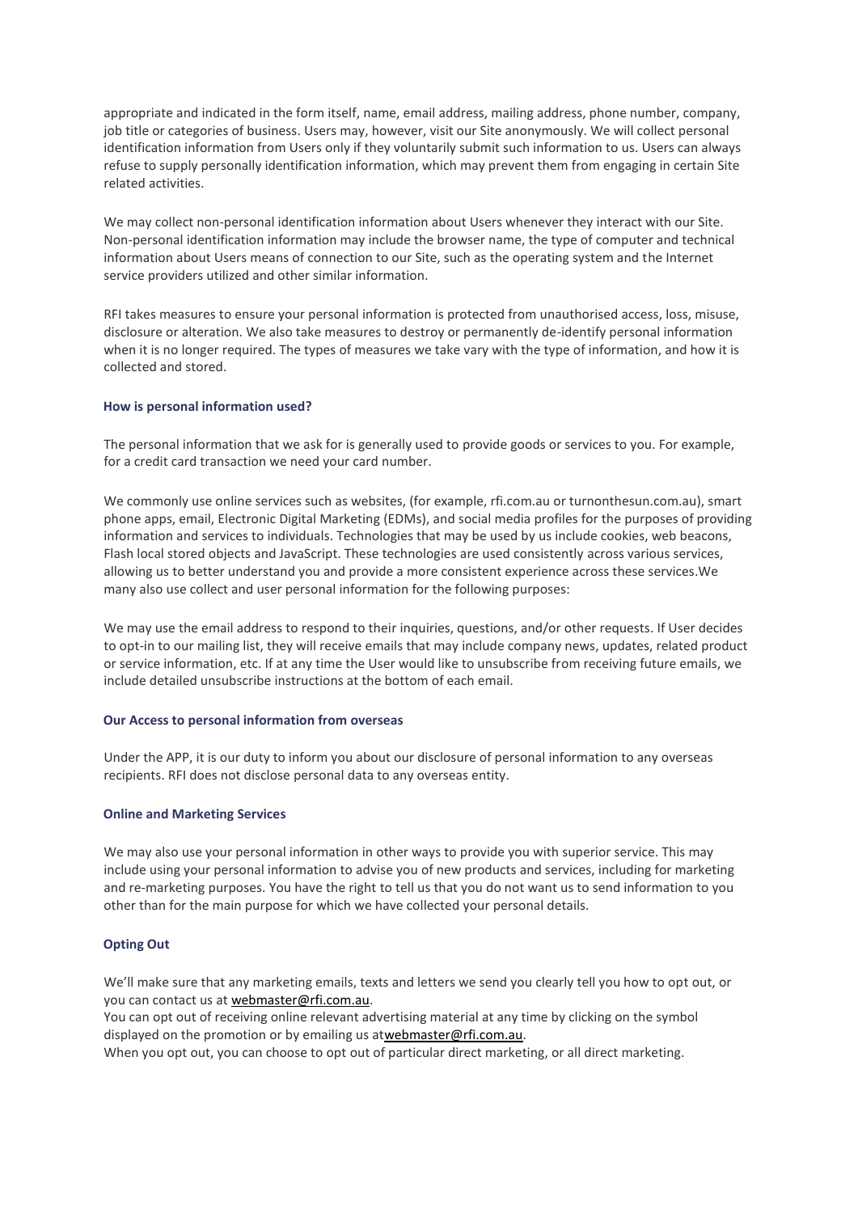appropriate and indicated in the form itself, name, email address, mailing address, phone number, company, job title or categories of business. Users may, however, visit our Site anonymously. We will collect personal identification information from Users only if they voluntarily submit such information to us. Users can always refuse to supply personally identification information, which may prevent them from engaging in certain Site related activities.

We may collect non-personal identification information about Users whenever they interact with our Site. Non-personal identification information may include the browser name, the type of computer and technical information about Users means of connection to our Site, such as the operating system and the Internet service providers utilized and other similar information.

RFI takes measures to ensure your personal information is protected from unauthorised access, loss, misuse, disclosure or alteration. We also take measures to destroy or permanently de-identify personal information when it is no longer required. The types of measures we take vary with the type of information, and how it is collected and stored.

#### How is personal information used?

The personal information that we ask for is generally used to provide goods or services to you. For example, for a credit card transaction we need your card number.

We commonly use online services such as websites, (for example, rfi.com.au or turnonthesun.com.au), smart phone apps, email, Electronic Digital Marketing (EDMs), and social media profiles for the purposes of providing information and services to individuals. Technologies that may be used by us include cookies, web beacons, Flash local stored objects and JavaScript. These technologies are used consistently across various services, allowing us to better understand you and provide a more consistent experience across these services.We many also use collect and user personal information for the following purposes:

We may use the email address to respond to their inquiries, questions, and/or other requests. If User decides to opt-in to our mailing list, they will receive emails that may include company news, updates, related product or service information, etc. If at any time the User would like to unsubscribe from receiving future emails, we include detailed unsubscribe instructions at the bottom of each email.

#### Our Access to personal information from overseas

Under the APP, it is our duty to inform you about our disclosure of personal information to any overseas recipients. RFI does not disclose personal data to any overseas entity.

#### Online and Marketing Services

We may also use your personal information in other ways to provide you with superior service. This may include using your personal information to advise you of new products and services, including for marketing and re-marketing purposes. You have the right to tell us that you do not want us to send information to you other than for the main purpose for which we have collected your personal details.

#### Opting Out

We'll make sure that any marketing emails, texts and letters we send you clearly tell you how to opt out, or you can contact us at webmaster@rfi.com.au.
You can opt out of receiving online relevant advertising material at any time by clicking on the symbol displayed on the promotion or by emailing us atwebmaster@rfi.com.au.
When you opt out, you can choose to opt out of particular direct marketing, or all direct marketing.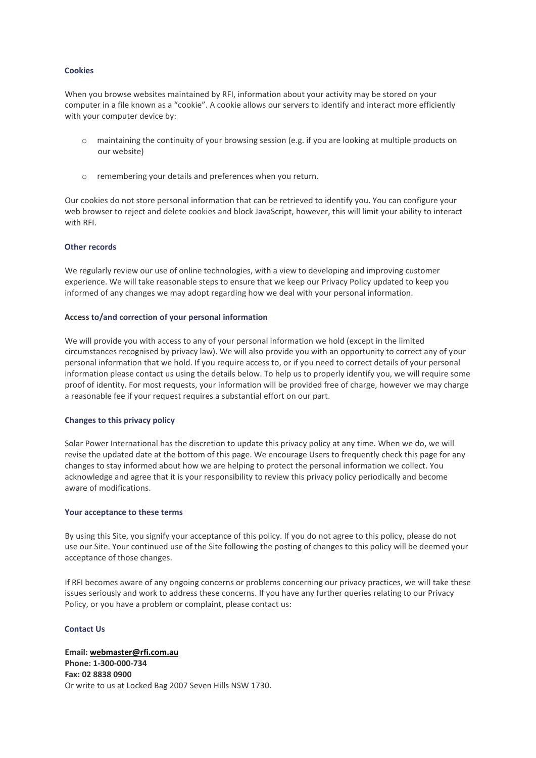### Cookies

When you browse websites maintained by RFI, information about your activity may be stored on your computer in a file known as a "cookie". A cookie allows our servers to identify and interact more efficiently with your computer device by:

- maintaining the continuity of your browsing session (e.g. if you are looking at multiple products on our website)
- remembering your details and preferences when you return.

Our cookies do not store personal information that can be retrieved to identify you. You can configure your web browser to reject and delete cookies and block JavaScript, however, this will limit your ability to interact with RFI.

### Other records

We regularly review our use of online technologies, with a view to developing and improving customer experience. We will take reasonable steps to ensure that we keep our Privacy Policy updated to keep you informed of any changes we may adopt regarding how we deal with your personal information.

### Access to/and correction of your personal information

We will provide you with access to any of your personal information we hold (except in the limited circumstances recognised by privacy law). We will also provide you with an opportunity to correct any of your personal information that we hold. If you require access to, or if you need to correct details of your personal information please contact us using the details below. To help us to properly identify you, we will require some proof of identity. For most requests, your information will be provided free of charge, however we may charge a reasonable fee if your request requires a substantial effort on our part.

### Changes to this privacy policy

Solar Power International has the discretion to update this privacy policy at any time. When we do, we will revise the updated date at the bottom of this page. We encourage Users to frequently check this page for any changes to stay informed about how we are helping to protect the personal information we collect. You acknowledge and agree that it is your responsibility to review this privacy policy periodically and become aware of modifications.

### Your acceptance to these terms

By using this Site, you signify your acceptance of this policy. If you do not agree to this policy, please do not use our Site. Your continued use of the Site following the posting of changes to this policy will be deemed your acceptance of those changes.

If RFI becomes aware of any ongoing concerns or problems concerning our privacy practices, we will take these issues seriously and work to address these concerns. If you have any further queries relating to our Privacy Policy, or you have a problem or complaint, please contact us:

### Contact Us

**Email: webmaster@rfi.com.au**
**Phone: 1-300-000-734**
**Fax: 02 8838 0900**
Or write to us at Locked Bag 2007 Seven Hills NSW 1730.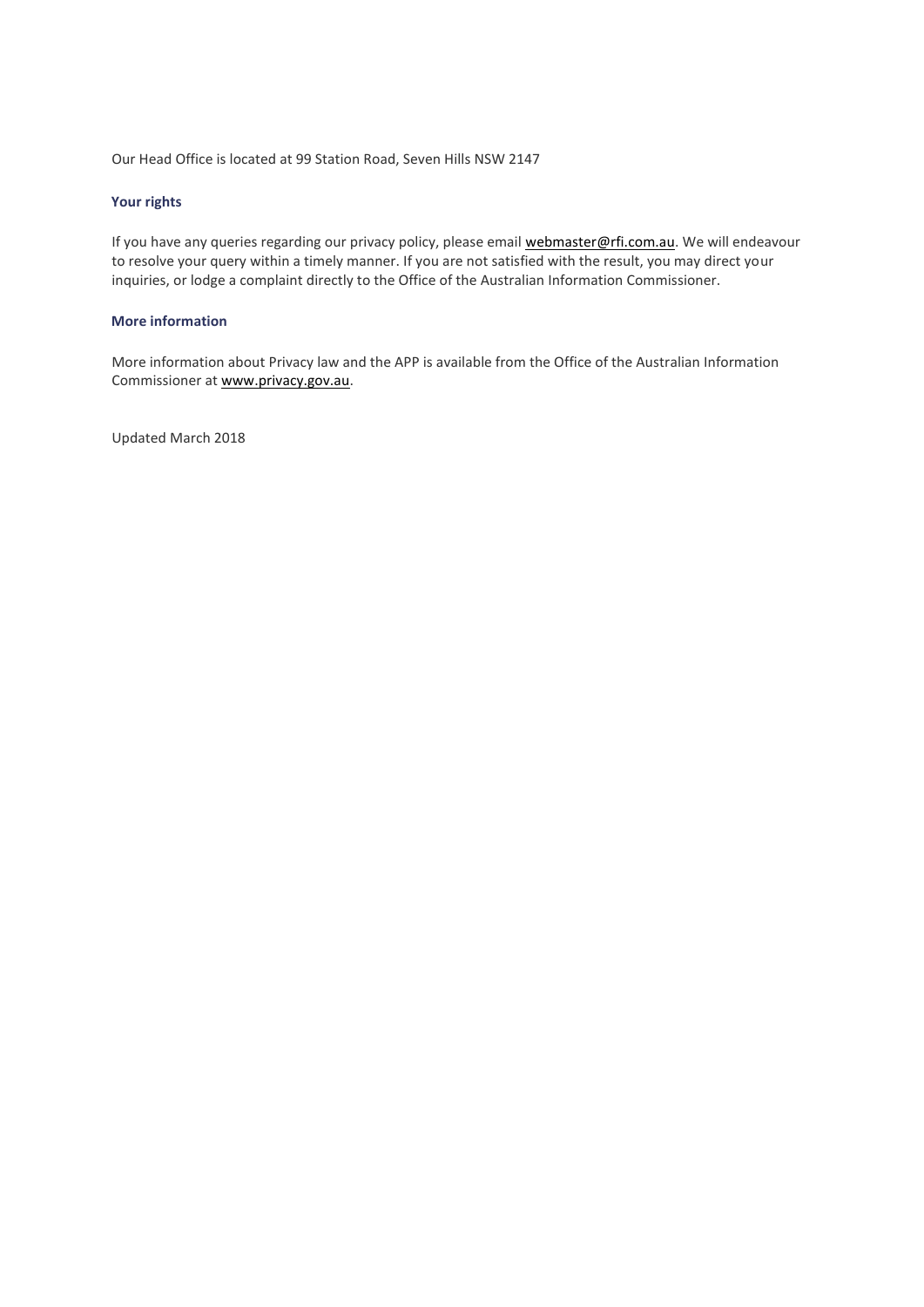Our Head Office is located at 99 Station Road, Seven Hills NSW 2147

### Your rights

If you have any queries regarding our privacy policy, please email webmaster@rfi.com.au. We will endeavour to resolve your query within a timely manner. If you are not satisfied with the result, you may direct your inquiries, or lodge a complaint directly to the Office of the Australian Information Commissioner.

### More information

More information about Privacy law and the APP is available from the Office of the Australian Information Commissioner at www.privacy.gov.au.

Updated March 2018